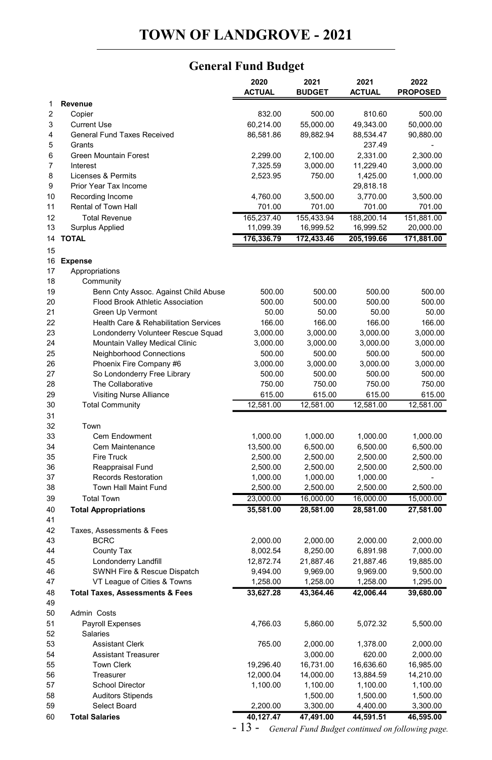# TOWN OF LANDGROVE - 2021

## General Fund Budget

| | | 2020 ACTUAL | 2021 BUDGET | 2021 ACTUAL | 2022 PROPOSED |
|---|---|---|---|---|---|
| 1 | **Revenue** | | | | |
| 2 | Copier | 832.00 | 500.00 | 810.60 | 500.00 |
| 3 | Current Use | 60,214.00 | 55,000.00 | 49,343.00 | 50,000.00 |
| 4 | General Fund Taxes Received | 86,581.86 | 89,882.94 | 88,534.47 | 90,880.00 |
| 5 | Grants | | | 237.49 | - |
| 6 | Green Mountain Forest | 2,299.00 | 2,100.00 | 2,331.00 | 2,300.00 |
| 7 | Interest | 7,325.59 | 3,000.00 | 11,229.40 | 3,000.00 |
| 8 | Licenses & Permits | 2,523.95 | 750.00 | 1,425.00 | 1,000.00 |
| 9 | Prior Year Tax Income | | | 29,818.18 | |
| 10 | Recording Income | 4,760.00 | 3,500.00 | 3,770.00 | 3,500.00 |
| 11 | Rental of Town Hall | 701.00 | 701.00 | 701.00 | 701.00 |
| 12 | Total Revenue | 165,237.40 | 155,433.94 | 188,200.14 | 151,881.00 |
| 13 | Surplus Applied | 11,099.39 | 16,999.52 | 16,999.52 | 20,000.00 |
| 14 | **TOTAL** | **176,336.79** | **172,433.46** | **205,199.66** | **171,881.00** |
| 15 | | | | | |
| 16 | **Expense** | | | | |
| 17 | Appropriations | | | | |
| 18 | Community | | | | |
| 19 | Benn Cnty Assoc. Against Child Abuse | 500.00 | 500.00 | 500.00 | 500.00 |
| 20 | Flood Brook Athletic Association | 500.00 | 500.00 | 500.00 | 500.00 |
| 21 | Green Up Vermont | 50.00 | 50.00 | 50.00 | 50.00 |
| 22 | Health Care & Rehabilitation Services | 166.00 | 166.00 | 166.00 | 166.00 |
| 23 | Londonderry Volunteer Rescue Squad | 3,000.00 | 3,000.00 | 3,000.00 | 3,000.00 |
| 24 | Mountain Valley Medical Clinic | 3,000.00 | 3,000.00 | 3,000.00 | 3,000.00 |
| 25 | Neighborhood Connections | 500.00 | 500.00 | 500.00 | 500.00 |
| 26 | Phoenix Fire Company #6 | 3,000.00 | 3,000.00 | 3,000.00 | 3,000.00 |
| 27 | So Londonderry Free Library | 500.00 | 500.00 | 500.00 | 500.00 |
| 28 | The Collaborative | 750.00 | 750.00 | 750.00 | 750.00 |
| 29 | Visiting Nurse Alliance | 615.00 | 615.00 | 615.00 | 615.00 |
| 30 | Total Community | 12,581.00 | 12,581.00 | 12,581.00 | 12,581.00 |
| 31 | | | | | |
| 32 | Town | | | | |
| 33 | Cem Endowment | 1,000.00 | 1,000.00 | 1,000.00 | 1,000.00 |
| 34 | Cem Maintenance | 13,500.00 | 6,500.00 | 6,500.00 | 6,500.00 |
| 35 | Fire Truck | 2,500.00 | 2,500.00 | 2,500.00 | 2,500.00 |
| 36 | Reappraisal Fund | 2,500.00 | 2,500.00 | 2,500.00 | 2,500.00 |
| 37 | Records Restoration | 1,000.00 | 1,000.00 | 1,000.00 | - |
| 38 | Town Hall Maint Fund | 2,500.00 | 2,500.00 | 2,500.00 | 2,500.00 |
| 39 | Total Town | 23,000.00 | 16,000.00 | 16,000.00 | 15,000.00 |
| 40 | **Total Appropriations** | **35,581.00** | **28,581.00** | **28,581.00** | **27,581.00** |
| 41 | | | | | |
| 42 | Taxes, Assessments & Fees | | | | |
| 43 | BCRC | 2,000.00 | 2,000.00 | 2,000.00 | 2,000.00 |
| 44 | County Tax | 8,002.54 | 8,250.00 | 6,891.98 | 7,000.00 |
| 45 | Londonderry Landfill | 12,872.74 | 21,887.46 | 21,887.46 | 19,885.00 |
| 46 | SWNH Fire & Rescue Dispatch | 9,494.00 | 9,969.00 | 9,969.00 | 9,500.00 |
| 47 | VT League of Cities & Towns | 1,258.00 | 1,258.00 | 1,258.00 | 1,295.00 |
| 48 | **Total Taxes, Assessments & Fees** | **33,627.28** | **43,364.46** | **42,006.44** | **39,680.00** |
| 49 | | | | | |
| 50 | Admin Costs | | | | |
| 51 | Payroll Expenses | 4,766.03 | 5,860.00 | 5,072.32 | 5,500.00 |
| 52 | Salaries | | | | |
| 53 | Assistant Clerk | 765.00 | 2,000.00 | 1,378.00 | 2,000.00 |
| 54 | Assistant Treasurer | | 3,000.00 | 620.00 | 2,000.00 |
| 55 | Town Clerk | 19,296.40 | 16,731.00 | 16,636.60 | 16,985.00 |
| 56 | Treasurer | 12,000.04 | 14,000.00 | 13,884.59 | 14,210.00 |
| 57 | School Director | 1,100.00 | 1,100.00 | 1,100.00 | 1,100.00 |
| 58 | Auditors Stipends | | 1,500.00 | 1,500.00 | 1,500.00 |
| 59 | Select Board | 2,200.00 | 3,300.00 | 4,400.00 | 3,300.00 |
| 60 | **Total Salaries** | **40,127.47** | **47,491.00** | **44,591.51** | **46,595.00** |

*General Fund Budget continued on following page.*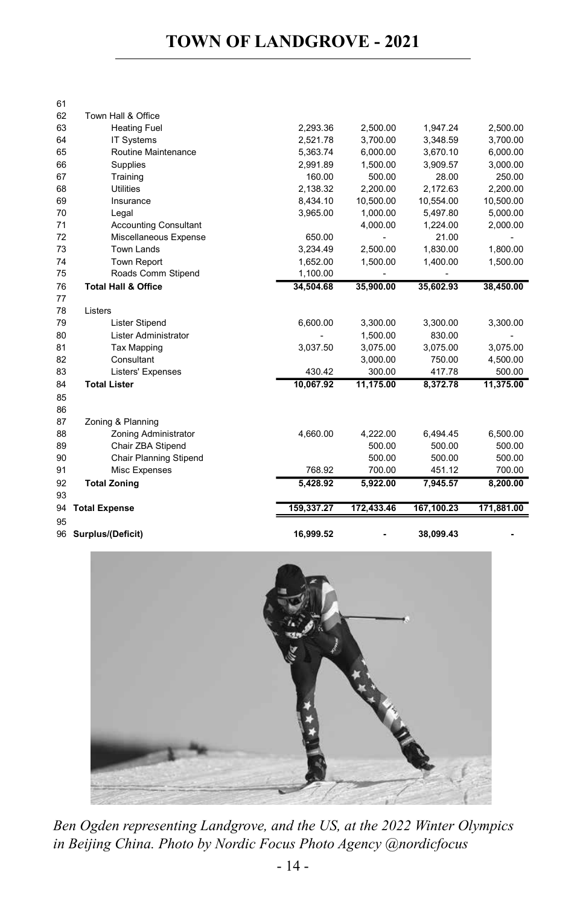| | | | | | |
|---|---|---|---|---|---|
| 61 | | | | | |
| 62 | Town Hall & Office | | | | |
| 63 | Heating Fuel | 2,293.36 | 2,500.00 | 1,947.24 | 2,500.00 |
| 64 | IT Systems | 2,521.78 | 3,700.00 | 3,348.59 | 3,700.00 |
| 65 | Routine Maintenance | 5,363.74 | 6,000.00 | 3,670.10 | 6,000.00 |
| 66 | Supplies | 2,991.89 | 1,500.00 | 3,909.57 | 3,000.00 |
| 67 | Training | 160.00 | 500.00 | 28.00 | 250.00 |
| 68 | Utilities | 2,138.32 | 2,200.00 | 2,172.63 | 2,200.00 |
| 69 | Insurance | 8,434.10 | 10,500.00 | 10,554.00 | 10,500.00 |
| 70 | Legal | 3,965.00 | 1,000.00 | 5,497.80 | 5,000.00 |
| 71 | Accounting Consultant | | 4,000.00 | 1,224.00 | 2,000.00 |
| 72 | Miscellaneous Expense | 650.00 | - | 21.00 | - |
| 73 | Town Lands | 3,234.49 | 2,500.00 | 1,830.00 | 1,800.00 |
| 74 | Town Report | 1,652.00 | 1,500.00 | 1,400.00 | 1,500.00 |
| 75 | Roads Comm Stipend | 1,100.00 | - | - | |
| 76 | **Total Hall & Office** | **34,504.68** | **35,900.00** | **35,602.93** | **38,450.00** |
| 77 | | | | | |
| 78 | Listers | | | | |
| 79 | Lister Stipend | 6,600.00 | 3,300.00 | 3,300.00 | 3,300.00 |
| 80 | Lister Administrator | - | 1,500.00 | 830.00 | - |
| 81 | Tax Mapping | 3,037.50 | 3,075.00 | 3,075.00 | 3,075.00 |
| 82 | Consultant | | 3,000.00 | 750.00 | 4,500.00 |
| 83 | Listers' Expenses | 430.42 | 300.00 | 417.78 | 500.00 |
| 84 | **Total Lister** | **10,067.92** | **11,175.00** | **8,372.78** | **11,375.00** |
| 85 | | | | | |
| 86 | | | | | |
| 87 | Zoning & Planning | | | | |
| 88 | Zoning Administrator | 4,660.00 | 4,222.00 | 6,494.45 | 6,500.00 |
| 89 | Chair ZBA Stipend | | 500.00 | 500.00 | 500.00 |
| 90 | Chair Planning Stipend | | 500.00 | 500.00 | 500.00 |
| 91 | Misc Expenses | 768.92 | 700.00 | 451.12 | 700.00 |
| 92 | **Total Zoning** | **5,428.92** | **5,922.00** | **7,945.57** | **8,200.00** |
| 93 | | | | | |
| 94 | **Total Expense** | **159,337.27** | **172,433.46** | **167,100.23** | **171,881.00** |
| 95 | | | | | |
| 96 | **Surplus/(Deficit)** | **16,999.52** | **-** | **38,099.43** | **-** |

*Ben Ogden representing Landgrove, and the US, at the 2022 Winter Olympics in Beijing China. Photo by Nordic Focus Photo Agency @nordicfocus*